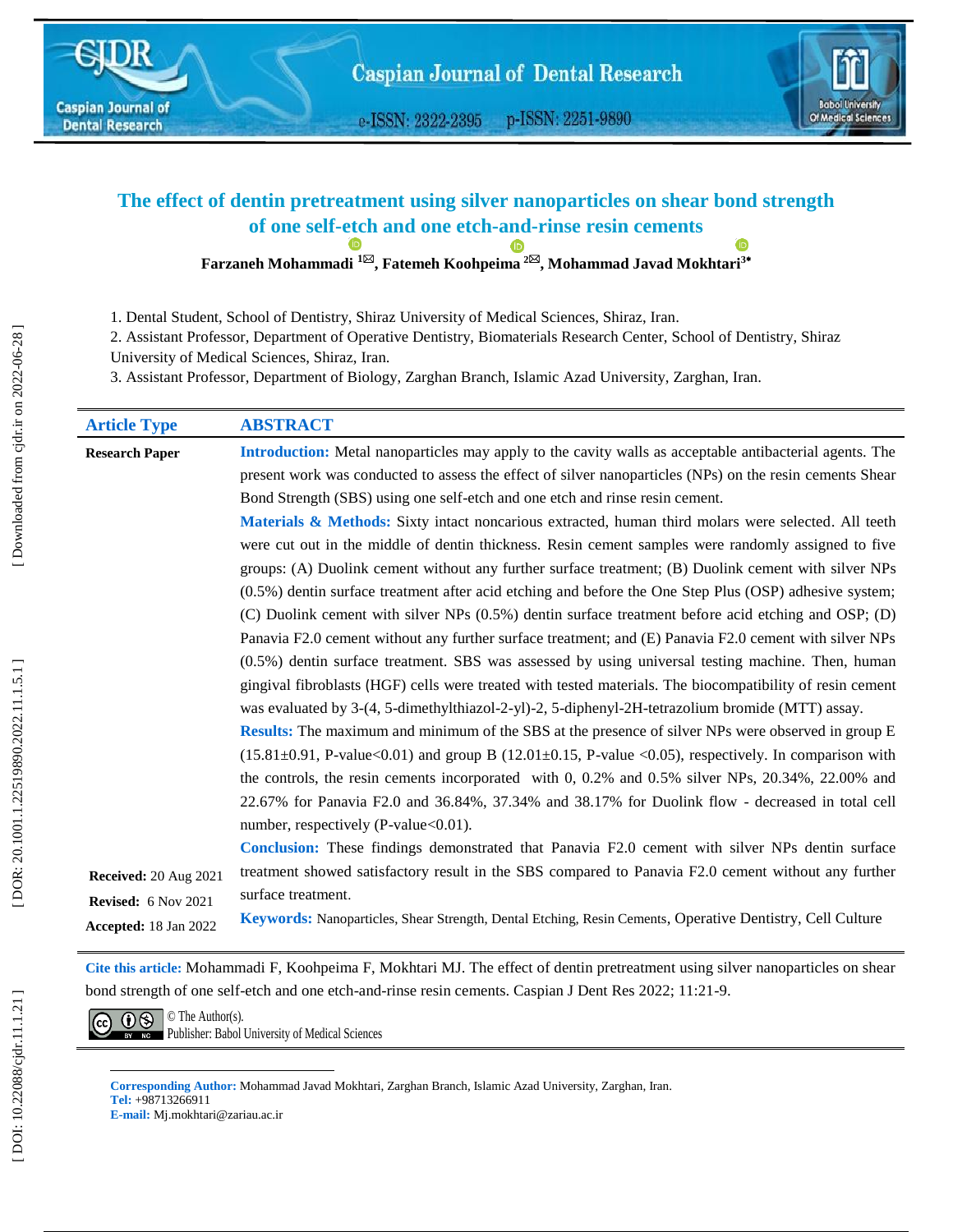# The effect of dentin pretreatment using silver nanoparticles on shear bond strength of one self-etch and one etch-and-rinse resin cements

**Farzaneh Mohammadi [1], Fatemeh Koohpeima [2], Mohammad Javad Mokhtari[3*]**

1. Dental Student, School of Dentistry, Shiraz University of Medical Sciences, Shiraz, Iran.
2. Assistant Professor, Department of Operative Dentistry, Biomaterials Research Center, School of Dentistry, Shiraz University of Medical Sciences, Shiraz, Iran.
3. Assistant Professor, Department of Biology, Zarghan Branch, Islamic Azad University, Zarghan, Iran.

**Article Type**

**Research Paper**

## ABSTRACT

**Introduction:** Metal nanoparticles may apply to the cavity walls as acceptable antibacterial agents. The present work was conducted to assess the effect of silver nanoparticles (NPs) on the resin cements Shear Bond Strength (SBS) using one self-etch and one etch and rinse resin cement.

**Materials & Methods:** Sixty intact noncarious extracted, human third molars were selected. All teeth were cut out in the middle of dentin thickness. Resin cement samples were randomly assigned to five groups: (A) Duolink cement without any further surface treatment; (B) Duolink cement with silver NPs (0.5%) dentin surface treatment after acid etching and before the One Step Plus (OSP) adhesive system; (C) Duolink cement with silver NPs (0.5%) dentin surface treatment before acid etching and OSP; (D) Panavia F2.0 cement without any further surface treatment; and (E) Panavia F2.0 cement with silver NPs (0.5%) dentin surface treatment. SBS was assessed by using universal testing machine. Then, human gingival fibroblasts (HGF) cells were treated with tested materials. The biocompatibility of resin cement was evaluated by 3-(4, 5-dimethylthiazol-2-yl)-2, 5-diphenyl-2H-tetrazolium bromide (MTT) assay.

**Results:** The maximum and minimum of the SBS at the presence of silver NPs were observed in group E (15.81±0.91, P-value<0.01) and group B (12.01±0.15, P-value <0.05), respectively. In comparison with the controls, the resin cements incorporated with 0, 0.2% and 0.5% silver NPs, 20.34%, 22.00% and 22.67% for Panavia F2.0 and 36.84%, 37.34% and 38.17% for Duolink flow - decreased in total cell number, respectively (P-value<0.01).

**Conclusion:** These findings demonstrated that Panavia F2.0 cement with silver NPs dentin surface treatment showed satisfactory result in the SBS compared to Panavia F2.0 cement without any further surface treatment.

**Keywords:** Nanoparticles, Shear Strength, Dental Etching, Resin Cements, Operative Dentistry, Cell Culture

**Received:** 20 Aug 2021
**Revised:** 6 Nov 2021
**Accepted:** 18 Jan 2022

**Cite this article:** Mohammadi F, Koohpeima F, Mokhtari MJ. The effect of dentin pretreatment using silver nanoparticles on shear bond strength of one self-etch and one etch-and-rinse resin cements. Caspian J Dent Res 2022; 11:21-9.

© The Author(s).
Publisher: Babol University of Medical Sciences

**Corresponding Author:** Mohammad Javad Mokhtari, Zarghan Branch, Islamic Azad University, Zarghan, Iran.
**Tel:** +98713266911
**E-mail:** Mj.mokhtari@zariau.ac.ir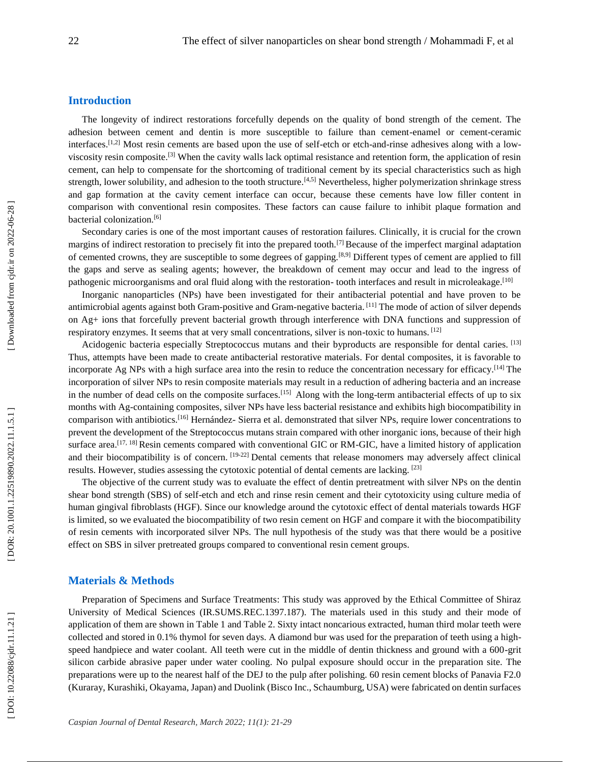## Introduction

The longevity of indirect restorations forcefully depends on the quality of bond strength of the cement. The adhesion between cement and dentin is more susceptible to failure than cement-enamel or cement-ceramic interfaces.[1,2] Most resin cements are based upon the use of self-etch or etch-and-rinse adhesives along with a low-viscosity resin composite.[3] When the cavity walls lack optimal resistance and retention form, the application of resin cement, can help to compensate for the shortcoming of traditional cement by its special characteristics such as high strength, lower solubility, and adhesion to the tooth structure.[4,5] Nevertheless, higher polymerization shrinkage stress and gap formation at the cavity cement interface can occur, because these cements have low filler content in comparison with conventional resin composites. These factors can cause failure to inhibit plaque formation and bacterial colonization.[6]

Secondary caries is one of the most important causes of restoration failures. Clinically, it is crucial for the crown margins of indirect restoration to precisely fit into the prepared tooth.[7] Because of the imperfect marginal adaptation of cemented crowns, they are susceptible to some degrees of gapping.[8,9] Different types of cement are applied to fill the gaps and serve as sealing agents; however, the breakdown of cement may occur and lead to the ingress of pathogenic microorganisms and oral fluid along with the restoration- tooth interfaces and result in microleakage.[10]

Inorganic nanoparticles (NPs) have been investigated for their antibacterial potential and have proven to be antimicrobial agents against both Gram-positive and Gram-negative bacteria. [11] The mode of action of silver depends on Ag+ ions that forcefully prevent bacterial growth through interference with DNA functions and suppression of respiratory enzymes. It seems that at very small concentrations, silver is non-toxic to humans. [12]

Acidogenic bacteria especially Streptococcus mutans and their byproducts are responsible for dental caries. [13] Thus, attempts have been made to create antibacterial restorative materials. For dental composites, it is favorable to incorporate Ag NPs with a high surface area into the resin to reduce the concentration necessary for efficacy.[14] The incorporation of silver NPs to resin composite materials may result in a reduction of adhering bacteria and an increase in the number of dead cells on the composite surfaces.[15] Along with the long-term antibacterial effects of up to six months with Ag-containing composites, silver NPs have less bacterial resistance and exhibits high biocompatibility in comparison with antibiotics.[16] Hernández- Sierra et al. demonstrated that silver NPs, require lower concentrations to prevent the development of the Streptococcus mutans strain compared with other inorganic ions, because of their high surface area.[17, 18] Resin cements compared with conventional GIC or RM-GIC, have a limited history of application and their biocompatibility is of concern. [19-22] Dental cements that release monomers may adversely affect clinical results. However, studies assessing the cytotoxic potential of dental cements are lacking. [23]

The objective of the current study was to evaluate the effect of dentin pretreatment with silver NPs on the dentin shear bond strength (SBS) of self-etch and etch and rinse resin cement and their cytotoxicity using culture media of human gingival fibroblasts (HGF). Since our knowledge around the cytotoxic effect of dental materials towards HGF is limited, so we evaluated the biocompatibility of two resin cement on HGF and compare it with the biocompatibility of resin cements with incorporated silver NPs. The null hypothesis of the study was that there would be a positive effect on SBS in silver pretreated groups compared to conventional resin cement groups.

## Materials & Methods

Preparation of Specimens and Surface Treatments: This study was approved by the Ethical Committee of Shiraz University of Medical Sciences (IR.SUMS.REC.1397.187). The materials used in this study and their mode of application of them are shown in Table 1 and Table 2. Sixty intact noncarious extracted, human third molar teeth were collected and stored in 0.1% thymol for seven days. A diamond bur was used for the preparation of teeth using a high-speed handpiece and water coolant. All teeth were cut in the middle of dentin thickness and ground with a 600-grit silicon carbide abrasive paper under water cooling. No pulpal exposure should occur in the preparation site. The preparations were up to the nearest half of the DEJ to the pulp after polishing. 60 resin cement blocks of Panavia F2.0 (Kuraray, Kurashiki, Okayama, Japan) and Duolink (Bisco Inc., Schaumburg, USA) were fabricated on dentin surfaces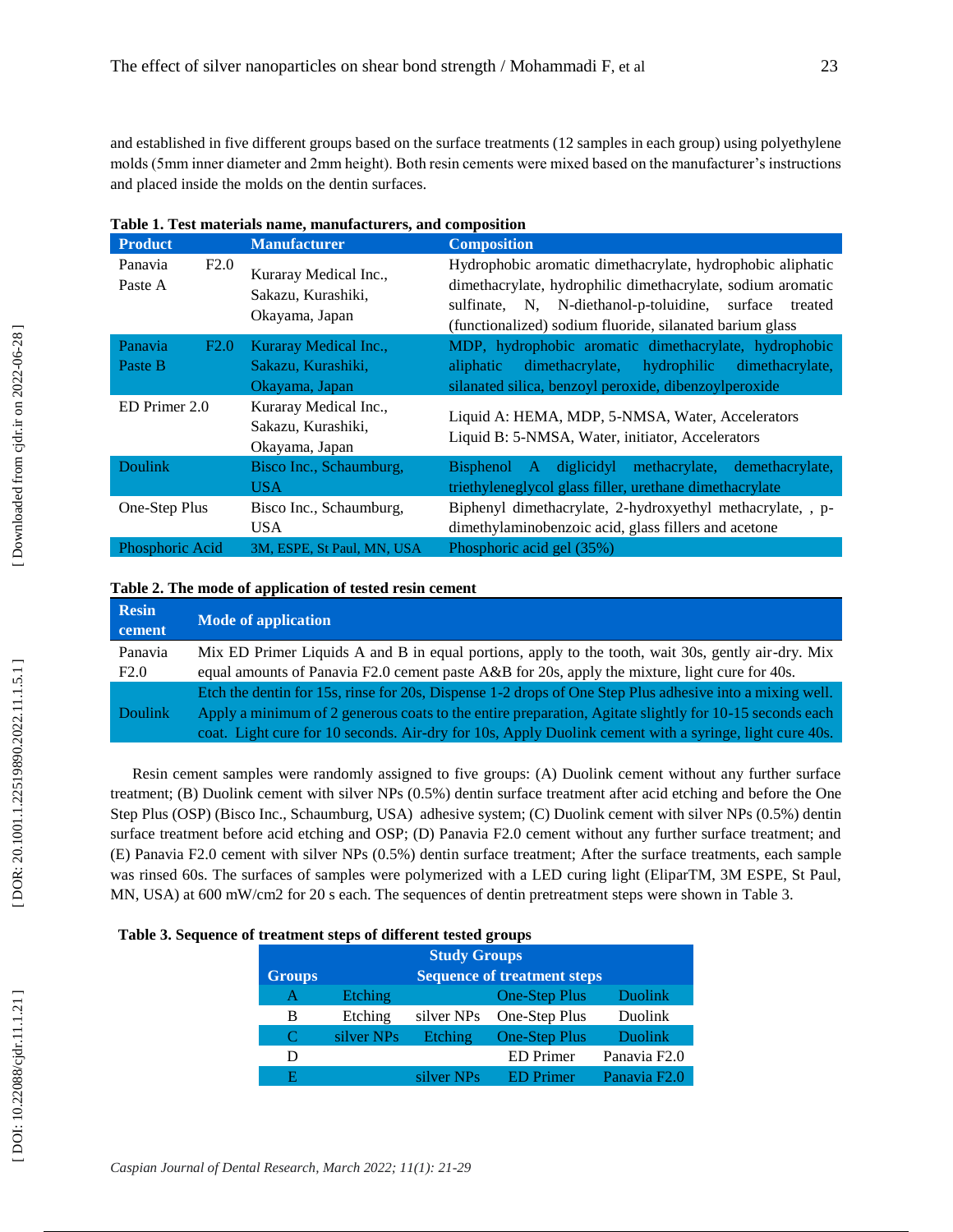and established in five different groups based on the surface treatments (12 samples in each group) using polyethylene molds (5mm inner diameter and 2mm height). Both resin cements were mixed based on the manufacturer's instructions and placed inside the molds on the dentin surfaces.

**Table 1. Test materials name, manufacturers, and composition**

| Product | Manufacturer | Composition |
|---|---|---|
| Panavia F2.0 Paste A | Kuraray Medical Inc., Sakazu, Kurashiki, Okayama, Japan | Hydrophobic aromatic dimethacrylate, hydrophobic aliphatic dimethacrylate, hydrophilic dimethacrylate, sodium aromatic sulfinate, N, N-diethanol-p-toluidine, surface treated (functionalized) sodium fluoride, silanated barium glass |
| Panavia F2.0 Paste B | Kuraray Medical Inc., Sakazu, Kurashiki, Okayama, Japan | MDP, hydrophobic aromatic dimethacrylate, hydrophobic aliphatic dimethacrylate, hydrophilic dimethacrylate, silanated silica, benzoyl peroxide, dibenzoylperoxide |
| ED Primer 2.0 | Kuraray Medical Inc., Sakazu, Kurashiki, Okayama, Japan | Liquid A: HEMA, MDP, 5-NMSA, Water, Accelerators<br>Liquid B: 5-NMSA, Water, initiator, Accelerators |
| Doulink | Bisco Inc., Schaumburg, USA | Bisphenol A diglicidyl methacrylate, demethacrylate, triethyleneglycol glass filler, urethane dimethacrylate |
| One-Step Plus | Bisco Inc., Schaumburg, USA | Biphenyl dimethacrylate, 2-hydroxyethyl methacrylate, , p-dimethylaminobenzoic acid, glass fillers and acetone |
| Phosphoric Acid | 3M, ESPE, St Paul, MN, USA | Phosphoric acid gel (35%) |

**Table 2. The mode of application of tested resin cement**

| Resin cement | Mode of application |
|---|---|
| Panavia F2.0 | Mix ED Primer Liquids A and B in equal portions, apply to the tooth, wait 30s, gently air-dry. Mix equal amounts of Panavia F2.0 cement paste A&B for 20s, apply the mixture, light cure for 40s. |
| Doulink | Etch the dentin for 15s, rinse for 20s, Dispense 1-2 drops of One Step Plus adhesive into a mixing well. Apply a minimum of 2 generous coats to the entire preparation, Agitate slightly for 10-15 seconds each coat. Light cure for 10 seconds. Air-dry for 10s, Apply Duolink cement with a syringe, light cure 40s. |

Resin cement samples were randomly assigned to five groups: (A) Duolink cement without any further surface treatment; (B) Duolink cement with silver NPs (0.5%) dentin surface treatment after acid etching and before the One Step Plus (OSP) (Bisco Inc., Schaumburg, USA) adhesive system; (C) Duolink cement with silver NPs (0.5%) dentin surface treatment before acid etching and OSP; (D) Panavia F2.0 cement without any further surface treatment; and (E) Panavia F2.0 cement with silver NPs (0.5%) dentin surface treatment; After the surface treatments, each sample was rinsed 60s. The surfaces of samples were polymerized with a LED curing light (EliparTM, 3M ESPE, St Paul, MN, USA) at 600 mW/cm2 for 20 s each. The sequences of dentin pretreatment steps were shown in Table 3.

**Table 3. Sequence of treatment steps of different tested groups**

| Study Groups | | | | |
|---|---|---|---|---|
| Groups | Sequence of treatment steps | | | |
| A | Etching | | One-Step Plus | Duolink |
| B | Etching | silver NPs | One-Step Plus | Duolink |
| C | silver NPs | Etching | One-Step Plus | Duolink |
| D | | | ED Primer | Panavia F2.0 |
| E | | silver NPs | ED Primer | Panavia F2.0 |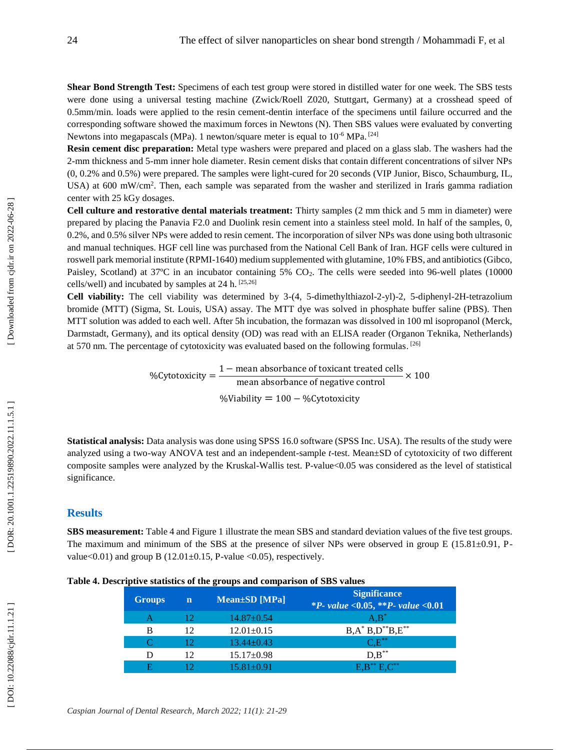**Shear Bond Strength Test:** Specimens of each test group were stored in distilled water for one week. The SBS tests were done using a universal testing machine (Zwick/Roell Z020, Stuttgart, Germany) at a crosshead speed of 0.5mm/min. loads were applied to the resin cement-dentin interface of the specimens until failure occurred and the corresponding software showed the maximum forces in Newtons (N). Then SBS values were evaluated by converting Newtons into megapascals (MPa). 1 newton/square meter is equal to $10^{-6}$ MPa. [24]

**Resin cement disc preparation:** Metal type washers were prepared and placed on a glass slab. The washers had the 2-mm thickness and 5-mm inner hole diameter. Resin cement disks that contain different concentrations of silver NPs (0, 0.2% and 0.5%) were prepared. The samples were light-cured for 20 seconds (VIP Junior, Bisco, Schaumburg, IL, USA) at 600 mW/cm². Then, each sample was separated from the washer and sterilized in Irańs gamma radiation center with 25 kGy dosages.

**Cell culture and restorative dental materials treatment:** Thirty samples (2 mm thick and 5 mm in diameter) were prepared by placing the Panavia F2.0 and Duolink resin cement into a stainless steel mold. In half of the samples, 0, 0.2%, and 0.5% silver NPs were added to resin cement. The incorporation of silver NPs was done using both ultrasonic and manual techniques. HGF cell line was purchased from the National Cell Bank of Iran. HGF cells were cultured in roswell park memorial institute (RPMI-1640) medium supplemented with glutamine, 10% FBS, and antibiotics (Gibco, Paisley, Scotland) at 37ºC in an incubator containing 5% $CO_2$. The cells were seeded into 96-well plates (10000 cells/well) and incubated by samples at 24 h. [25,26]

**Cell viability:** The cell viability was determined by 3-(4, 5-dimethylthiazol-2-yl)-2, 5-diphenyl-2H-tetrazolium bromide (MTT) (Sigma, St. Louis, USA) assay. The MTT dye was solved in phosphate buffer saline (PBS). Then MTT solution was added to each well. After 5h incubation, the formazan was dissolved in 100 ml isopropanol (Merck, Darmstadt, Germany), and its optical density (OD) was read with an ELISA reader (Organon Teknika, Netherlands) at 570 nm. The percentage of cytotoxicity was evaluated based on the following formulas. [26]

$$\%\text{Cytotoxicity} = \frac{1 - \text{mean absorbance of toxicant treated cells}}{\text{mean absorbance of negative control}} \times 100$$

$$\%\text{Viability} = 100 - \%\text{Cytotoxicity}$$

**Statistical analysis:** Data analysis was done using SPSS 16.0 software (SPSS Inc. USA). The results of the study were analyzed using a two-way ANOVA test and an independent-sample *t*-test. Mean±SD of cytotoxicity of two different composite samples were analyzed by the Kruskal-Wallis test. P-value<0.05 was considered as the level of statistical significance.

## Results

**SBS measurement:** Table 4 and Figure 1 illustrate the mean SBS and standard deviation values of the five test groups. The maximum and minimum of the SBS at the presence of silver NPs were observed in group E (15.81±0.91, P-value<0.01) and group B (12.01±0.15, P-value <0.05), respectively.

**Table 4. Descriptive statistics of the groups and comparison of SBS values**

| Groups | n | Mean±SD [MPa] | Significance *P- value <0.05, **P- value <0.01 |
|---|---|---|---|
| A | 12 | 14.87±0.54 | A,B* |
| B | 12 | 12.01±0.15 | B,A* B,D** B,E** |
| C | 12 | 13.44±0.43 | C,E** |
| D | 12 | 15.17±0.98 | D,B** |
| E | 12 | 15.81±0.91 | E,B** E,C** |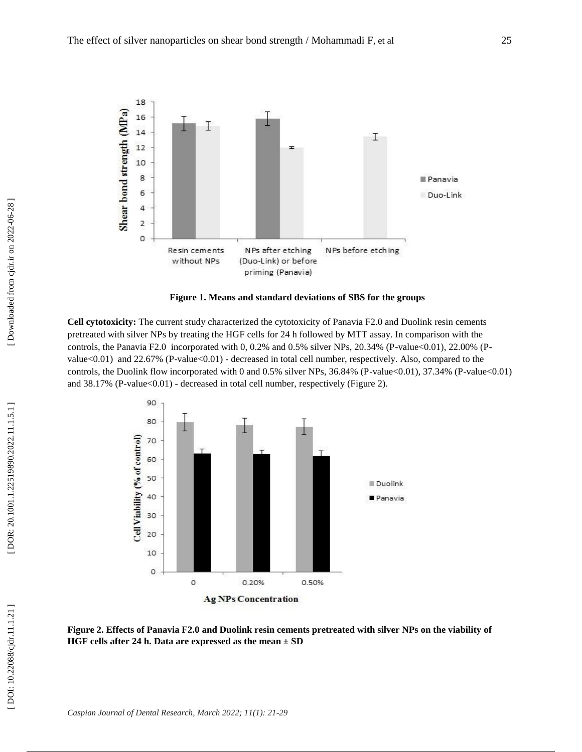**Figure 1. Means and standard deviations of SBS for the groups**

**Cell cytotoxicity:** The current study characterized the cytotoxicity of Panavia F2.0 and Duolink resin cements pretreated with silver NPs by treating the HGF cells for 24 h followed by MTT assay. In comparison with the controls, the Panavia F2.0 incorporated with 0, 0.2% and 0.5% silver NPs, 20.34% (P-value<0.01), 22.00% (P-value<0.01) and 22.67% (P-value<0.01) - decreased in total cell number, respectively. Also, compared to the controls, the Duolink flow incorporated with 0 and 0.5% silver NPs, 36.84% (P-value<0.01), 37.34% (P-value<0.01) and 38.17% (P-value<0.01) - decreased in total cell number, respectively (Figure 2).

**Figure 2. Effects of Panavia F2.0 and Duolink resin cements pretreated with silver NPs on the viability of HGF cells after 24 h. Data are expressed as the mean ± SD**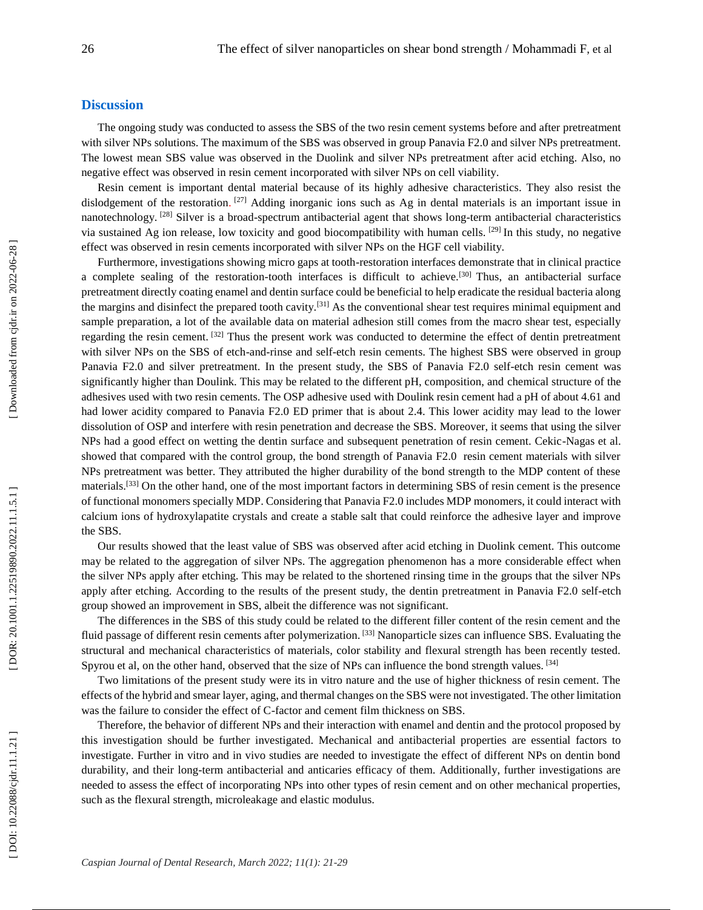## Discussion

The ongoing study was conducted to assess the SBS of the two resin cement systems before and after pretreatment with silver NPs solutions. The maximum of the SBS was observed in group Panavia F2.0 and silver NPs pretreatment. The lowest mean SBS value was observed in the Duolink and silver NPs pretreatment after acid etching. Also, no negative effect was observed in resin cement incorporated with silver NPs on cell viability.

Resin cement is important dental material because of its highly adhesive characteristics. They also resist the dislodgement of the restoration. [27] Adding inorganic ions such as Ag in dental materials is an important issue in nanotechnology. [28] Silver is a broad-spectrum antibacterial agent that shows long-term antibacterial characteristics via sustained Ag ion release, low toxicity and good biocompatibility with human cells. [29] In this study, no negative effect was observed in resin cements incorporated with silver NPs on the HGF cell viability.

Furthermore, investigations showing micro gaps at tooth-restoration interfaces demonstrate that in clinical practice a complete sealing of the restoration-tooth interfaces is difficult to achieve.[30] Thus, an antibacterial surface pretreatment directly coating enamel and dentin surface could be beneficial to help eradicate the residual bacteria along the margins and disinfect the prepared tooth cavity.[31] As the conventional shear test requires minimal equipment and sample preparation, a lot of the available data on material adhesion still comes from the macro shear test, especially regarding the resin cement. [32] Thus the present work was conducted to determine the effect of dentin pretreatment with silver NPs on the SBS of etch-and-rinse and self-etch resin cements. The highest SBS were observed in group Panavia F2.0 and silver pretreatment. In the present study, the SBS of Panavia F2.0 self-etch resin cement was significantly higher than Doulink. This may be related to the different pH, composition, and chemical structure of the adhesives used with two resin cements. The OSP adhesive used with Doulink resin cement had a pH of about 4.61 and had lower acidity compared to Panavia F2.0 ED primer that is about 2.4. This lower acidity may lead to the lower dissolution of OSP and interfere with resin penetration and decrease the SBS. Moreover, it seems that using the silver NPs had a good effect on wetting the dentin surface and subsequent penetration of resin cement. Cekic-Nagas et al. showed that compared with the control group, the bond strength of Panavia F2.0 resin cement materials with silver NPs pretreatment was better. They attributed the higher durability of the bond strength to the MDP content of these materials.[33] On the other hand, one of the most important factors in determining SBS of resin cement is the presence of functional monomers specially MDP. Considering that Panavia F2.0 includes MDP monomers, it could interact with calcium ions of hydroxylapatite crystals and create a stable salt that could reinforce the adhesive layer and improve the SBS.

Our results showed that the least value of SBS was observed after acid etching in Duolink cement. This outcome may be related to the aggregation of silver NPs. The aggregation phenomenon has a more considerable effect when the silver NPs apply after etching. This may be related to the shortened rinsing time in the groups that the silver NPs apply after etching. According to the results of the present study, the dentin pretreatment in Panavia F2.0 self-etch group showed an improvement in SBS, albeit the difference was not significant.

The differences in the SBS of this study could be related to the different filler content of the resin cement and the fluid passage of different resin cements after polymerization. [33] Nanoparticle sizes can influence SBS. Evaluating the structural and mechanical characteristics of materials, color stability and flexural strength has been recently tested. Spyrou et al, on the other hand, observed that the size of NPs can influence the bond strength values. [34]

Two limitations of the present study were its in vitro nature and the use of higher thickness of resin cement. The effects of the hybrid and smear layer, aging, and thermal changes on the SBS were not investigated. The other limitation was the failure to consider the effect of C-factor and cement film thickness on SBS.

Therefore, the behavior of different NPs and their interaction with enamel and dentin and the protocol proposed by this investigation should be further investigated. Mechanical and antibacterial properties are essential factors to investigate. Further in vitro and in vivo studies are needed to investigate the effect of different NPs on dentin bond durability, and their long-term antibacterial and anticaries efficacy of them. Additionally, further investigations are needed to assess the effect of incorporating NPs into other types of resin cement and on other mechanical properties, such as the flexural strength, microleakage and elastic modulus.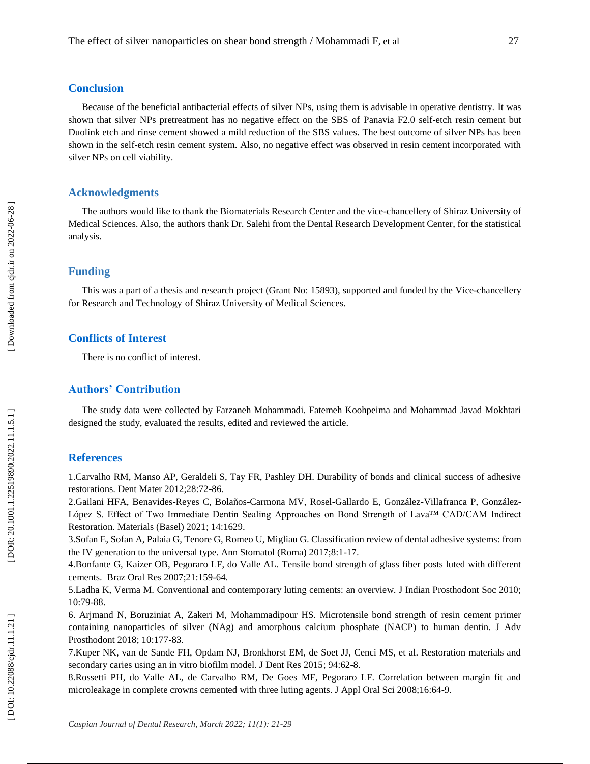## Conclusion

Because of the beneficial antibacterial effects of silver NPs, using them is advisable in operative dentistry. It was shown that silver NPs pretreatment has no negative effect on the SBS of Panavia F2.0 self-etch resin cement but Duolink etch and rinse cement showed a mild reduction of the SBS values. The best outcome of silver NPs has been shown in the self-etch resin cement system. Also, no negative effect was observed in resin cement incorporated with silver NPs on cell viability.

## Acknowledgments

The authors would like to thank the Biomaterials Research Center and the vice-chancellery of Shiraz University of Medical Sciences. Also, the authors thank Dr. Salehi from the Dental Research Development Center, for the statistical analysis.

## Funding

This was a part of a thesis and research project (Grant No: 15893), supported and funded by the Vice-chancellery for Research and Technology of Shiraz University of Medical Sciences.

## Conflicts of Interest

There is no conflict of interest.

## Authors' Contribution

The study data were collected by Farzaneh Mohammadi. Fatemeh Koohpeima and Mohammad Javad Mokhtari designed the study, evaluated the results, edited and reviewed the article.

## References

1.Carvalho RM, Manso AP, Geraldeli S, Tay FR, Pashley DH. Durability of bonds and clinical success of adhesive restorations. Dent Mater 2012;28:72-86.

2.Gailani HFA, Benavides-Reyes C, Bolaños-Carmona MV, Rosel-Gallardo E, González-Villafranca P, González-López S. Effect of Two Immediate Dentin Sealing Approaches on Bond Strength of Lava™ CAD/CAM Indirect Restoration. Materials (Basel) 2021; 14:1629.

3.Sofan E, Sofan A, Palaia G, Tenore G, Romeo U, Migliau G. Classification review of dental adhesive systems: from the IV generation to the universal type. Ann Stomatol (Roma) 2017;8:1-17.

4.Bonfante G, Kaizer OB, Pegoraro LF, do Valle AL. Tensile bond strength of glass fiber posts luted with different cements. Braz Oral Res 2007;21:159-64.

5.Ladha K, Verma M. Conventional and contemporary luting cements: an overview. J Indian Prosthodont Soc 2010; 10:79-88.

6. Arjmand N, Boruziniat A, Zakeri M, Mohammadipour HS. Microtensile bond strength of resin cement primer containing nanoparticles of silver (NAg) and amorphous calcium phosphate (NACP) to human dentin. J Adv Prosthodont 2018; 10:177-83.

7.Kuper NK, van de Sande FH, Opdam NJ, Bronkhorst EM, de Soet JJ, Cenci MS, et al. Restoration materials and secondary caries using an in vitro biofilm model. J Dent Res 2015; 94:62-8.

8.Rossetti PH, do Valle AL, de Carvalho RM, De Goes MF, Pegoraro LF. Correlation between margin fit and microleakage in complete crowns cemented with three luting agents. J Appl Oral Sci 2008;16:64-9.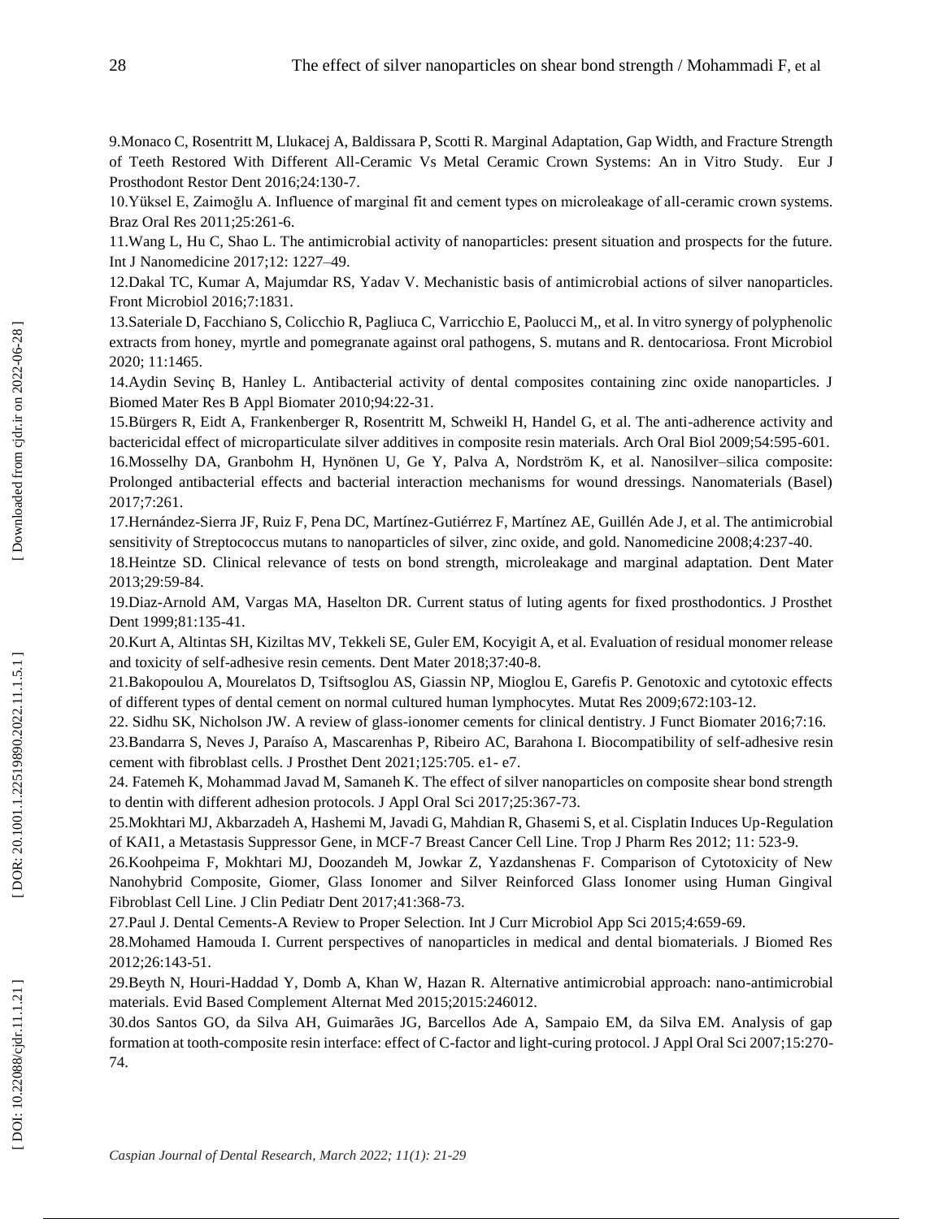9.Monaco C, Rosentritt M, Llukacej A, Baldissara P, Scotti R. Marginal Adaptation, Gap Width, and Fracture Strength of Teeth Restored With Different All-Ceramic Vs Metal Ceramic Crown Systems: An in Vitro Study. Eur J Prosthodont Restor Dent 2016;24:130-7.

10.Yüksel E, Zaimoğlu A. Influence of marginal fit and cement types on microleakage of all-ceramic crown systems. Braz Oral Res 2011;25:261-6.

11.Wang L, Hu C, Shao L. The antimicrobial activity of nanoparticles: present situation and prospects for the future. Int J Nanomedicine 2017;12: 1227–49.

12.Dakal TC, Kumar A, Majumdar RS, Yadav V. Mechanistic basis of antimicrobial actions of silver nanoparticles. Front Microbiol 2016;7:1831.

13.Sateriale D, Facchiano S, Colicchio R, Pagliuca C, Varricchio E, Paolucci M,, et al. In vitro synergy of polyphenolic extracts from honey, myrtle and pomegranate against oral pathogens, S. mutans and R. dentocariosa. Front Microbiol 2020; 11:1465.

14.Aydin Sevinç B, Hanley L. Antibacterial activity of dental composites containing zinc oxide nanoparticles. J Biomed Mater Res B Appl Biomater 2010;94:22-31.

15.Bürgers R, Eidt A, Frankenberger R, Rosentritt M, Schweikl H, Handel G, et al. The anti-adherence activity and bactericidal effect of microparticulate silver additives in composite resin materials. Arch Oral Biol 2009;54:595-601.

16.Mosselhy DA, Granbohm H, Hynönen U, Ge Y, Palva A, Nordström K, et al. Nanosilver–silica composite: Prolonged antibacterial effects and bacterial interaction mechanisms for wound dressings. Nanomaterials (Basel) 2017;7:261.

17.Hernández-Sierra JF, Ruiz F, Pena DC, Martínez-Gutiérrez F, Martínez AE, Guillén Ade J, et al. The antimicrobial sensitivity of Streptococcus mutans to nanoparticles of silver, zinc oxide, and gold. Nanomedicine 2008;4:237-40.

18.Heintze SD. Clinical relevance of tests on bond strength, microleakage and marginal adaptation. Dent Mater 2013;29:59-84.

19.Diaz-Arnold AM, Vargas MA, Haselton DR. Current status of luting agents for fixed prosthodontics. J Prosthet Dent 1999;81:135-41.

20.Kurt A, Altintas SH, Kiziltas MV, Tekkeli SE, Guler EM, Kocyigit A, et al. Evaluation of residual monomer release and toxicity of self-adhesive resin cements. Dent Mater 2018;37:40-8.

21.Bakopoulou A, Mourelatos D, Tsiftsoglou AS, Giassin NP, Mioglou E, Garefis P. Genotoxic and cytotoxic effects of different types of dental cement on normal cultured human lymphocytes. Mutat Res 2009;672:103-12.

22. Sidhu SK, Nicholson JW. A review of glass-ionomer cements for clinical dentistry. J Funct Biomater 2016;7:16.

23.Bandarra S, Neves J, Paraíso A, Mascarenhas P, Ribeiro AC, Barahona I. Biocompatibility of self-adhesive resin cement with fibroblast cells. J Prosthet Dent 2021;125:705. e1- e7.

24. Fatemeh K, Mohammad Javad M, Samaneh K. The effect of silver nanoparticles on composite shear bond strength to dentin with different adhesion protocols. J Appl Oral Sci 2017;25:367-73.

25.Mokhtari MJ, Akbarzadeh A, Hashemi M, Javadi G, Mahdian R, Ghasemi S, et al. Cisplatin Induces Up-Regulation of KAI1, a Metastasis Suppressor Gene, in MCF-7 Breast Cancer Cell Line. Trop J Pharm Res 2012; 11: 523-9.

26.Koohpeima F, Mokhtari MJ, Doozandeh M, Jowkar Z, Yazdanshenas F. Comparison of Cytotoxicity of New Nanohybrid Composite, Giomer, Glass Ionomer and Silver Reinforced Glass Ionomer using Human Gingival Fibroblast Cell Line. J Clin Pediatr Dent 2017;41:368-73.

27.Paul J. Dental Cements-A Review to Proper Selection. Int J Curr Microbiol App Sci 2015;4:659-69.

28.Mohamed Hamouda I. Current perspectives of nanoparticles in medical and dental biomaterials. J Biomed Res 2012;26:143-51.

29.Beyth N, Houri-Haddad Y, Domb A, Khan W, Hazan R. Alternative antimicrobial approach: nano-antimicrobial materials. Evid Based Complement Alternat Med 2015;2015:246012.

30.dos Santos GO, da Silva AH, Guimarães JG, Barcellos Ade A, Sampaio EM, da Silva EM. Analysis of gap formation at tooth-composite resin interface: effect of C-factor and light-curing protocol. J Appl Oral Sci 2007;15:270-74.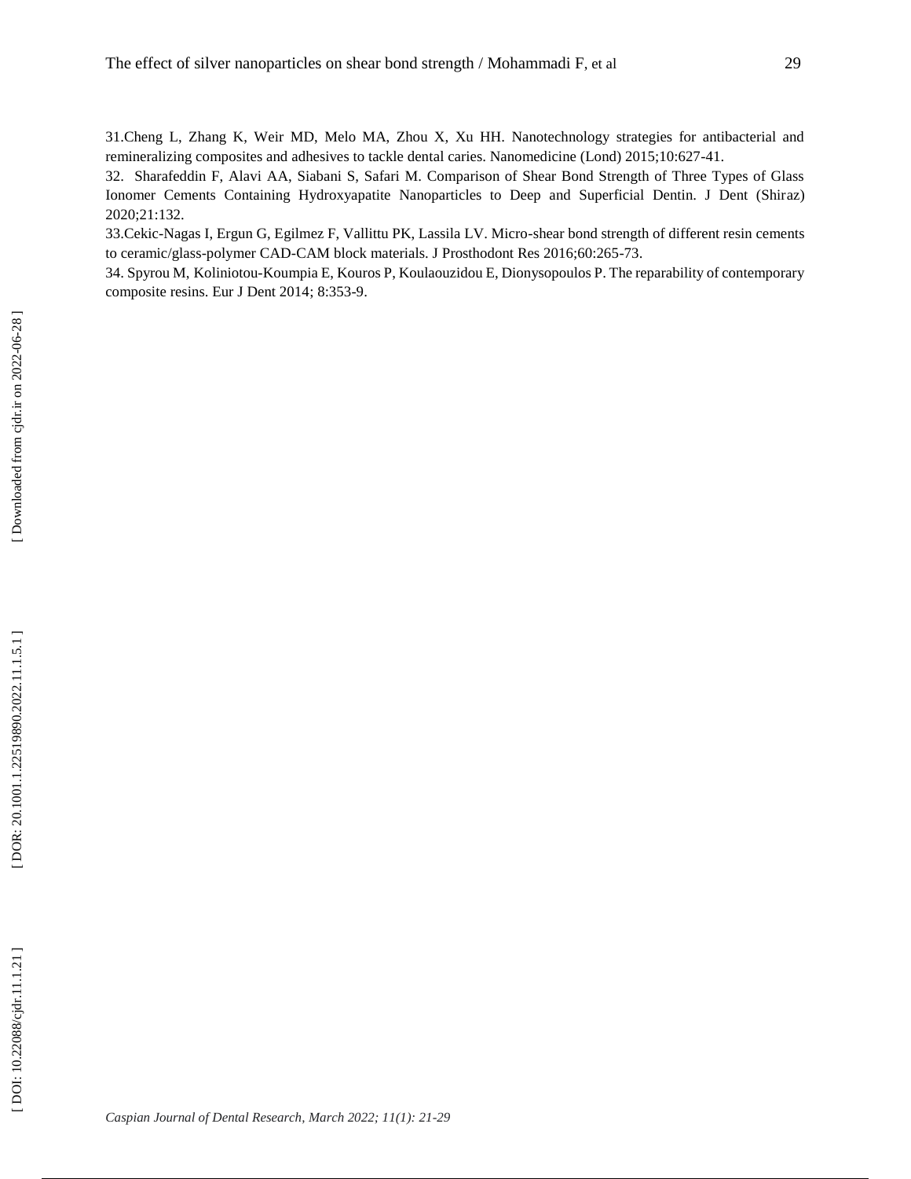31.Cheng L, Zhang K, Weir MD, Melo MA, Zhou X, Xu HH. Nanotechnology strategies for antibacterial and remineralizing composites and adhesives to tackle dental caries. Nanomedicine (Lond) 2015;10:627-41.

32. Sharafeddin F, Alavi AA, Siabani S, Safari M. Comparison of Shear Bond Strength of Three Types of Glass Ionomer Cements Containing Hydroxyapatite Nanoparticles to Deep and Superficial Dentin. J Dent (Shiraz) 2020;21:132.

33.Cekic-Nagas I, Ergun G, Egilmez F, Vallittu PK, Lassila LV. Micro-shear bond strength of different resin cements to ceramic/glass-polymer CAD-CAM block materials. J Prosthodont Res 2016;60:265-73.

34. Spyrou M, Koliniotou-Koumpia E, Kouros P, Koulaouzidou E, Dionysopoulos P. The reparability of contemporary composite resins. Eur J Dent 2014; 8:353-9.